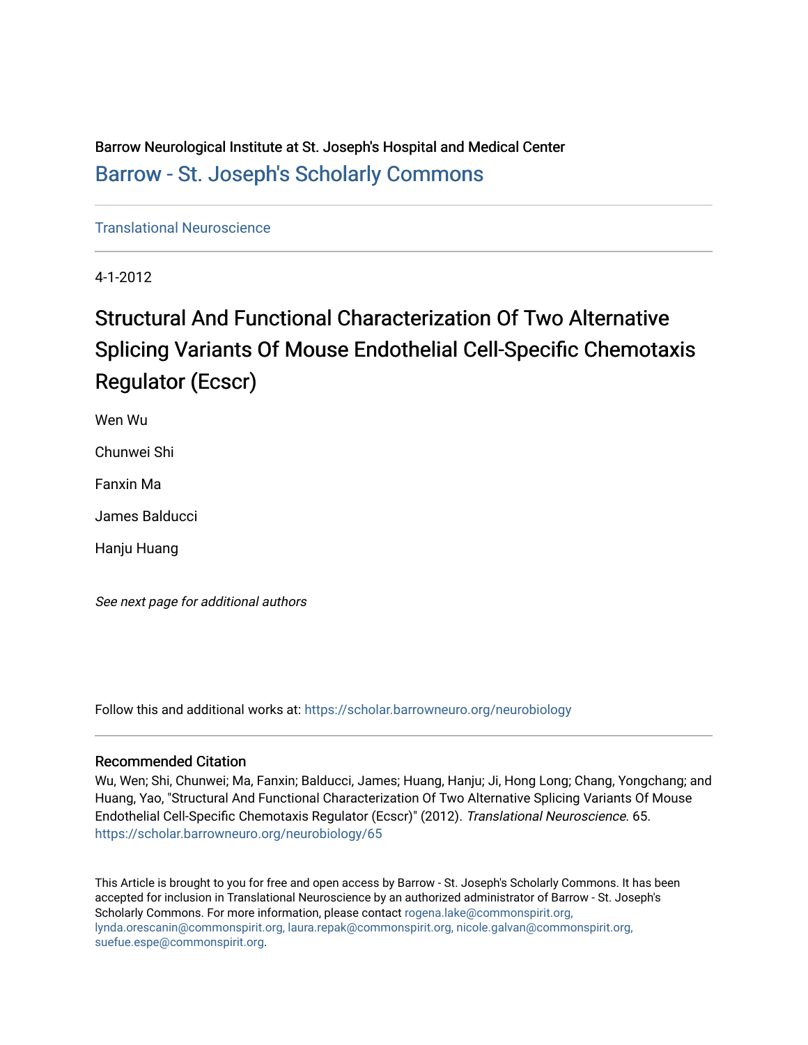Barrow Neurological Institute at St. Joseph's Hospital and Medical Center

Barrow - St. Joseph's Scholarly Commons

Translational Neuroscience

4-1-2012

# Structural And Functional Characterization Of Two Alternative Splicing Variants Of Mouse Endothelial Cell-Specific Chemotaxis Regulator (Ecscr)

Wen Wu

Chunwei Shi

Fanxin Ma

James Balducci

Hanju Huang

*See next page for additional authors*

Follow this and additional works at: https://scholar.barrowneuro.org/neurobiology

## Recommended Citation

Wu, Wen; Shi, Chunwei; Ma, Fanxin; Balducci, James; Huang, Hanju; Ji, Hong Long; Chang, Yongchang; and Huang, Yao, "Structural And Functional Characterization Of Two Alternative Splicing Variants Of Mouse Endothelial Cell-Specific Chemotaxis Regulator (Ecscr)" (2012). *Translational Neuroscience*. 65.
https://scholar.barrowneuro.org/neurobiology/65

This Article is brought to you for free and open access by Barrow - St. Joseph's Scholarly Commons. It has been accepted for inclusion in Translational Neuroscience by an authorized administrator of Barrow - St. Joseph's Scholarly Commons. For more information, please contact rogena.lake@commonspirit.org, lynda.orescanin@commonspirit.org, laura.repak@commonspirit.org, nicole.galvan@commonspirit.org, suefue.espe@commonspirit.org.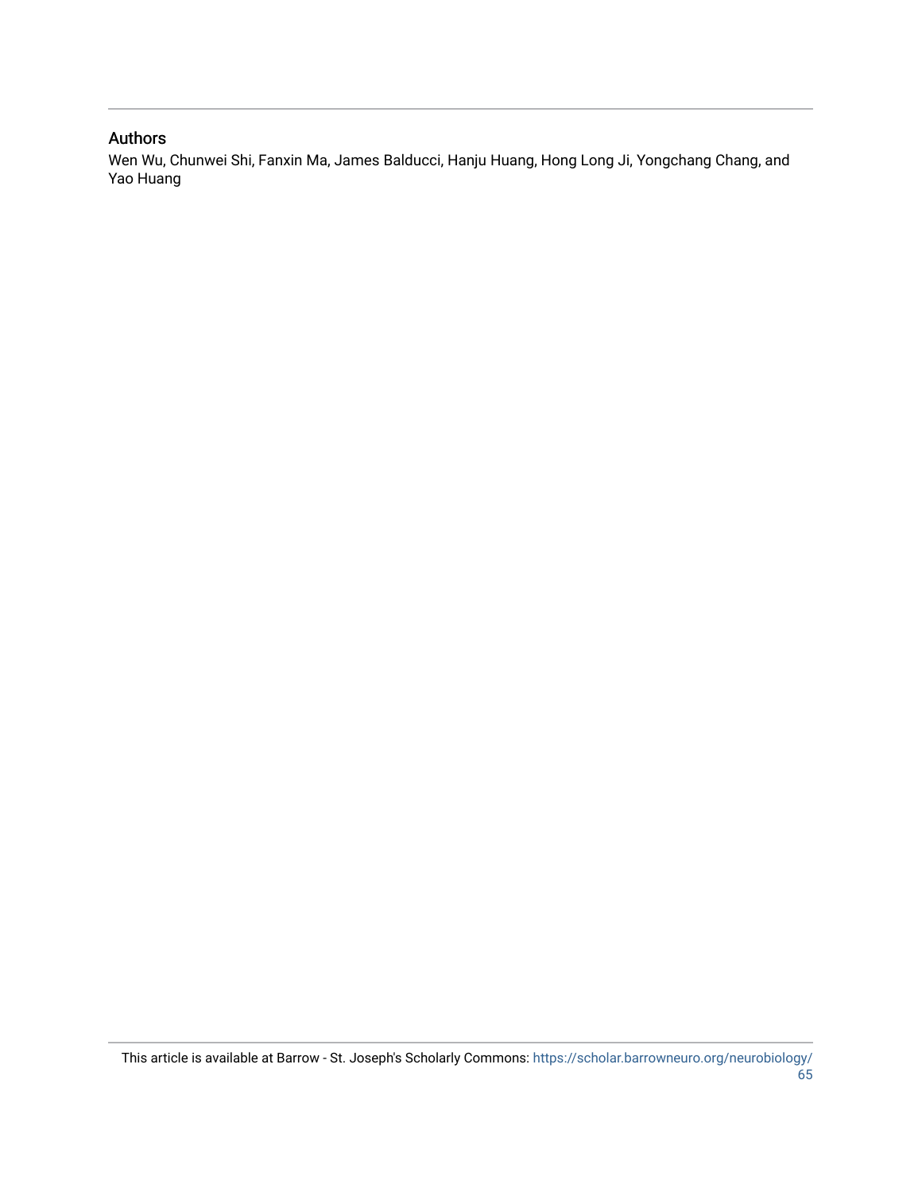## Authors

Wen Wu, Chunwei Shi, Fanxin Ma, James Balducci, Hanju Huang, Hong Long Ji, Yongchang Chang, and Yao Huang

This article is available at Barrow - St. Joseph's Scholarly Commons: https://scholar.barrowneuro.org/neurobiology/65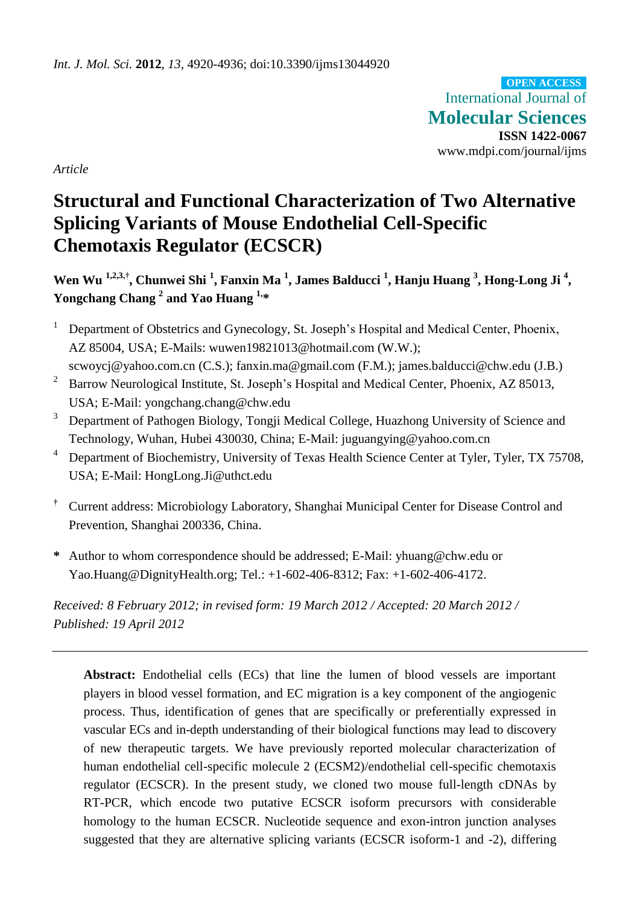*Article*

# Structural and Functional Characterization of Two Alternative Splicing Variants of Mouse Endothelial Cell-Specific Chemotaxis Regulator (ECSCR)

**Wen Wu [1,2,3,†], Chunwei Shi [1], Fanxin Ma [1], James Balducci [1], Hanju Huang [3], Hong-Long Ji [4], Yongchang Chang [2] and Yao Huang [1,*]**

1. Department of Obstetrics and Gynecology, St. Joseph's Hospital and Medical Center, Phoenix, AZ 85004, USA; E-Mails: wuwen19821013@hotmail.com (W.W.); scwoycj@yahoo.com.cn (C.S.); fanxin.ma@gmail.com (F.M.); james.balducci@chw.edu (J.B.)
2. Barrow Neurological Institute, St. Joseph's Hospital and Medical Center, Phoenix, AZ 85013, USA; E-Mail: yongchang.chang@chw.edu
3. Department of Pathogen Biology, Tongji Medical College, Huazhong University of Science and Technology, Wuhan, Hubei 430030, China; E-Mail: juguangying@yahoo.com.cn
4. Department of Biochemistry, University of Texas Health Science Center at Tyler, Tyler, TX 75708, USA; E-Mail: HongLong.Ji@uthct.edu

† Current address: Microbiology Laboratory, Shanghai Municipal Center for Disease Control and Prevention, Shanghai 200336, China.

\* Author to whom correspondence should be addressed; E-Mail: yhuang@chw.edu or Yao.Huang@DignityHealth.org; Tel.: +1-602-406-8312; Fax: +1-602-406-4172.

*Received: 8 February 2012; in revised form: 19 March 2012 / Accepted: 20 March 2012 / Published: 19 April 2012*

---

**Abstract:** Endothelial cells (ECs) that line the lumen of blood vessels are important players in blood vessel formation, and EC migration is a key component of the angiogenic process. Thus, identification of genes that are specifically or preferentially expressed in vascular ECs and in-depth understanding of their biological functions may lead to discovery of new therapeutic targets. We have previously reported molecular characterization of human endothelial cell-specific molecule 2 (ECSM2)/endothelial cell-specific chemotaxis regulator (ECSCR). In the present study, we cloned two mouse full-length cDNAs by RT-PCR, which encode two putative ECSCR isoform precursors with considerable homology to the human ECSCR. Nucleotide sequence and exon-intron junction analyses suggested that they are alternative splicing variants (ECSCR isoform-1 and -2), differing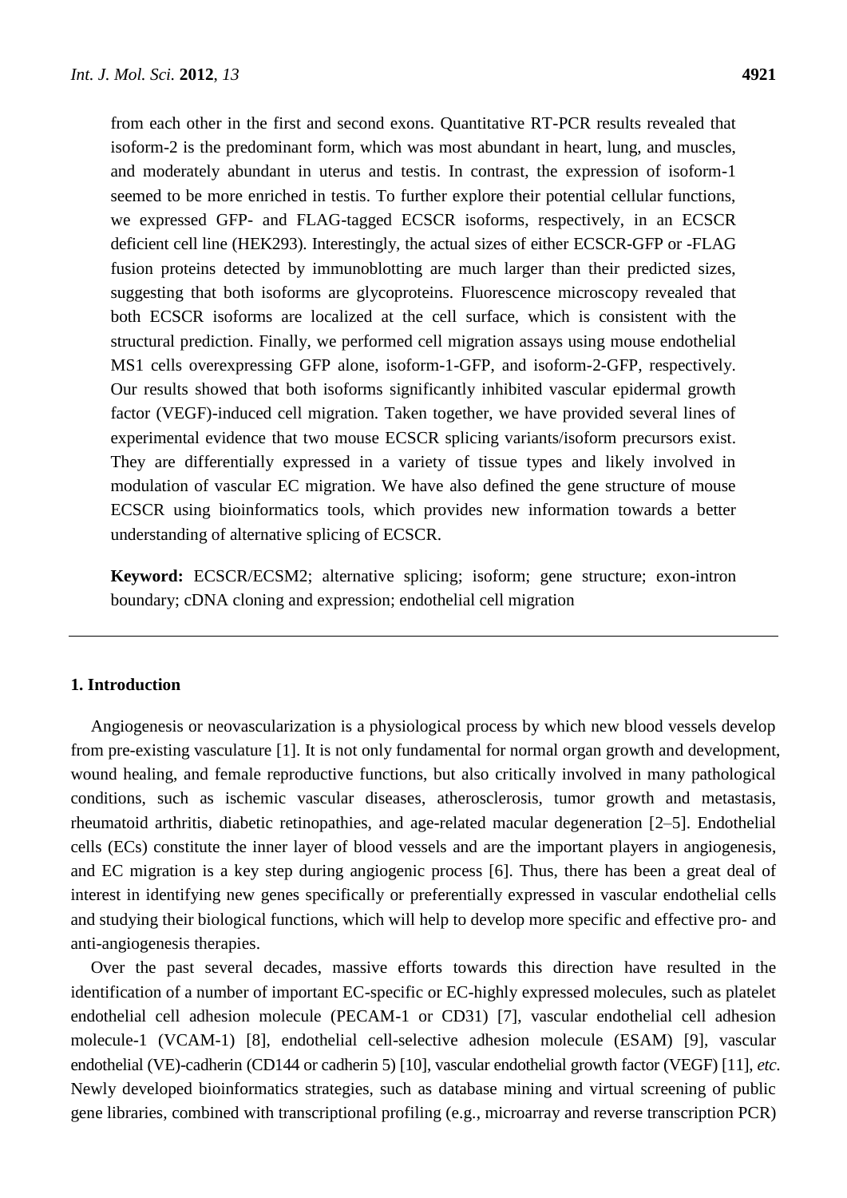from each other in the first and second exons. Quantitative RT-PCR results revealed that isoform-2 is the predominant form, which was most abundant in heart, lung, and muscles, and moderately abundant in uterus and testis. In contrast, the expression of isoform-1 seemed to be more enriched in testis. To further explore their potential cellular functions, we expressed GFP- and FLAG-tagged ECSCR isoforms, respectively, in an ECSCR deficient cell line (HEK293). Interestingly, the actual sizes of either ECSCR-GFP or -FLAG fusion proteins detected by immunoblotting are much larger than their predicted sizes, suggesting that both isoforms are glycoproteins. Fluorescence microscopy revealed that both ECSCR isoforms are localized at the cell surface, which is consistent with the structural prediction. Finally, we performed cell migration assays using mouse endothelial MS1 cells overexpressing GFP alone, isoform-1-GFP, and isoform-2-GFP, respectively. Our results showed that both isoforms significantly inhibited vascular epidermal growth factor (VEGF)-induced cell migration. Taken together, we have provided several lines of experimental evidence that two mouse ECSCR splicing variants/isoform precursors exist. They are differentially expressed in a variety of tissue types and likely involved in modulation of vascular EC migration. We have also defined the gene structure of mouse ECSCR using bioinformatics tools, which provides new information towards a better understanding of alternative splicing of ECSCR.

**Keyword:** ECSCR/ECSM2; alternative splicing; isoform; gene structure; exon-intron boundary; cDNA cloning and expression; endothelial cell migration

## 1. Introduction

Angiogenesis or neovascularization is a physiological process by which new blood vessels develop from pre-existing vasculature [1]. It is not only fundamental for normal organ growth and development, wound healing, and female reproductive functions, but also critically involved in many pathological conditions, such as ischemic vascular diseases, atherosclerosis, tumor growth and metastasis, rheumatoid arthritis, diabetic retinopathies, and age-related macular degeneration [2–5]. Endothelial cells (ECs) constitute the inner layer of blood vessels and are the important players in angiogenesis, and EC migration is a key step during angiogenic process [6]. Thus, there has been a great deal of interest in identifying new genes specifically or preferentially expressed in vascular endothelial cells and studying their biological functions, which will help to develop more specific and effective pro- and anti-angiogenesis therapies.

Over the past several decades, massive efforts towards this direction have resulted in the identification of a number of important EC-specific or EC-highly expressed molecules, such as platelet endothelial cell adhesion molecule (PECAM-1 or CD31) [7], vascular endothelial cell adhesion molecule-1 (VCAM-1) [8], endothelial cell-selective adhesion molecule (ESAM) [9], vascular endothelial (VE)-cadherin (CD144 or cadherin 5) [10], vascular endothelial growth factor (VEGF) [11], *etc*. Newly developed bioinformatics strategies, such as database mining and virtual screening of public gene libraries, combined with transcriptional profiling (e.g., microarray and reverse transcription PCR)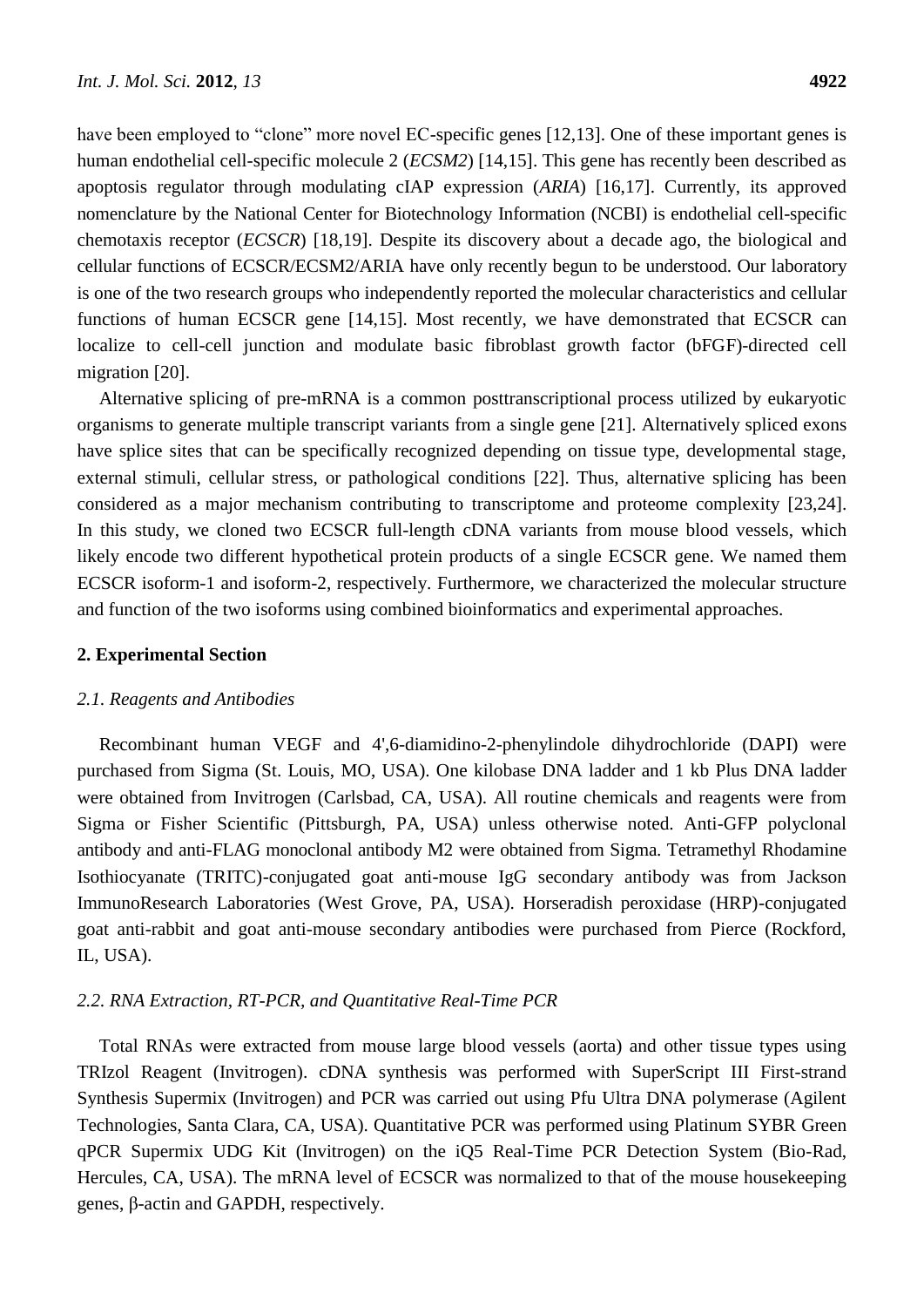have been employed to "clone" more novel EC-specific genes [12,13]. One of these important genes is human endothelial cell-specific molecule 2 (*ECSM2*) [14,15]. This gene has recently been described as apoptosis regulator through modulating cIAP expression (*ARIA*) [16,17]. Currently, its approved nomenclature by the National Center for Biotechnology Information (NCBI) is endothelial cell-specific chemotaxis receptor (*ECSCR*) [18,19]. Despite its discovery about a decade ago, the biological and cellular functions of ECSCR/ECSM2/ARIA have only recently begun to be understood. Our laboratory is one of the two research groups who independently reported the molecular characteristics and cellular functions of human ECSCR gene [14,15]. Most recently, we have demonstrated that ECSCR can localize to cell-cell junction and modulate basic fibroblast growth factor (bFGF)-directed cell migration [20].

Alternative splicing of pre-mRNA is a common posttranscriptional process utilized by eukaryotic organisms to generate multiple transcript variants from a single gene [21]. Alternatively spliced exons have splice sites that can be specifically recognized depending on tissue type, developmental stage, external stimuli, cellular stress, or pathological conditions [22]. Thus, alternative splicing has been considered as a major mechanism contributing to transcriptome and proteome complexity [23,24]. In this study, we cloned two ECSCR full-length cDNA variants from mouse blood vessels, which likely encode two different hypothetical protein products of a single ECSCR gene. We named them ECSCR isoform-1 and isoform-2, respectively. Furthermore, we characterized the molecular structure and function of the two isoforms using combined bioinformatics and experimental approaches.

## 2. Experimental Section

### *2.1. Reagents and Antibodies*

Recombinant human VEGF and 4',6-diamidino-2-phenylindole dihydrochloride (DAPI) were purchased from Sigma (St. Louis, MO, USA). One kilobase DNA ladder and 1 kb Plus DNA ladder were obtained from Invitrogen (Carlsbad, CA, USA). All routine chemicals and reagents were from Sigma or Fisher Scientific (Pittsburgh, PA, USA) unless otherwise noted. Anti-GFP polyclonal antibody and anti-FLAG monoclonal antibody M2 were obtained from Sigma. Tetramethyl Rhodamine Isothiocyanate (TRITC)-conjugated goat anti-mouse IgG secondary antibody was from Jackson ImmunoResearch Laboratories (West Grove, PA, USA). Horseradish peroxidase (HRP)-conjugated goat anti-rabbit and goat anti-mouse secondary antibodies were purchased from Pierce (Rockford, IL, USA).

### *2.2. RNA Extraction, RT-PCR, and Quantitative Real-Time PCR*

Total RNAs were extracted from mouse large blood vessels (aorta) and other tissue types using TRIzol Reagent (Invitrogen). cDNA synthesis was performed with SuperScript III First-strand Synthesis Supermix (Invitrogen) and PCR was carried out using Pfu Ultra DNA polymerase (Agilent Technologies, Santa Clara, CA, USA). Quantitative PCR was performed using Platinum SYBR Green qPCR Supermix UDG Kit (Invitrogen) on the iQ5 Real-Time PCR Detection System (Bio-Rad, Hercules, CA, USA). The mRNA level of ECSCR was normalized to that of the mouse housekeeping genes, β-actin and GAPDH, respectively.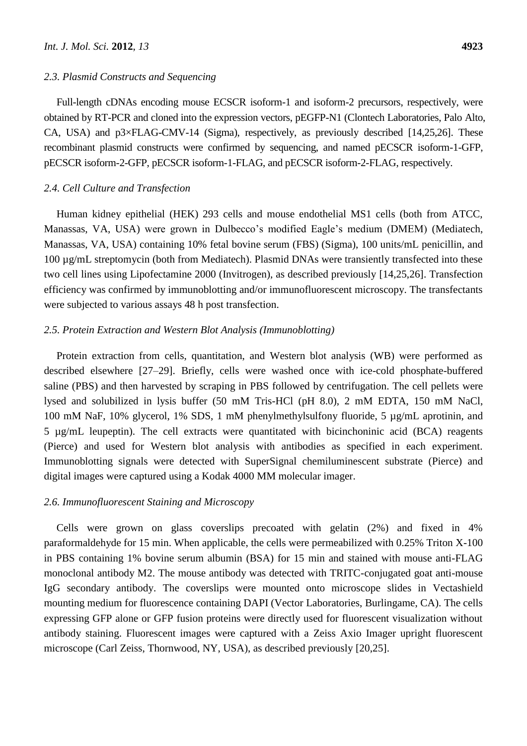### *2.3. Plasmid Constructs and Sequencing*

Full-length cDNAs encoding mouse ECSCR isoform-1 and isoform-2 precursors, respectively, were obtained by RT-PCR and cloned into the expression vectors, pEGFP-N1 (Clontech Laboratories, Palo Alto, CA, USA) and p3×FLAG-CMV-14 (Sigma), respectively, as previously described [14,25,26]. These recombinant plasmid constructs were confirmed by sequencing, and named pECSCR isoform-1-GFP, pECSCR isoform-2-GFP, pECSCR isoform-1-FLAG, and pECSCR isoform-2-FLAG, respectively.

### *2.4. Cell Culture and Transfection*

Human kidney epithelial (HEK) 293 cells and mouse endothelial MS1 cells (both from ATCC, Manassas, VA, USA) were grown in Dulbecco's modified Eagle's medium (DMEM) (Mediatech, Manassas, VA, USA) containing 10% fetal bovine serum (FBS) (Sigma), 100 units/mL penicillin, and 100 µg/mL streptomycin (both from Mediatech). Plasmid DNAs were transiently transfected into these two cell lines using Lipofectamine 2000 (Invitrogen), as described previously [14,25,26]. Transfection efficiency was confirmed by immunoblotting and/or immunofluorescent microscopy. The transfectants were subjected to various assays 48 h post transfection.

### *2.5. Protein Extraction and Western Blot Analysis (Immunoblotting)*

Protein extraction from cells, quantitation, and Western blot analysis (WB) were performed as described elsewhere [27–29]. Briefly, cells were washed once with ice-cold phosphate-buffered saline (PBS) and then harvested by scraping in PBS followed by centrifugation. The cell pellets were lysed and solubilized in lysis buffer (50 mM Tris-HCl (pH 8.0), 2 mM EDTA, 150 mM NaCl, 100 mM NaF, 10% glycerol, 1% SDS, 1 mM phenylmethylsulfony fluoride, 5 µg/mL aprotinin, and 5 µg/mL leupeptin). The cell extracts were quantitated with bicinchoninic acid (BCA) reagents (Pierce) and used for Western blot analysis with antibodies as specified in each experiment. Immunoblotting signals were detected with SuperSignal chemiluminescent substrate (Pierce) and digital images were captured using a Kodak 4000 MM molecular imager.

### *2.6. Immunofluorescent Staining and Microscopy*

Cells were grown on glass coverslips precoated with gelatin (2%) and fixed in 4% paraformaldehyde for 15 min. When applicable, the cells were permeabilized with 0.25% Triton X-100 in PBS containing 1% bovine serum albumin (BSA) for 15 min and stained with mouse anti-FLAG monoclonal antibody M2. The mouse antibody was detected with TRITC-conjugated goat anti-mouse IgG secondary antibody. The coverslips were mounted onto microscope slides in Vectashield mounting medium for fluorescence containing DAPI (Vector Laboratories, Burlingame, CA). The cells expressing GFP alone or GFP fusion proteins were directly used for fluorescent visualization without antibody staining. Fluorescent images were captured with a Zeiss Axio Imager upright fluorescent microscope (Carl Zeiss, Thornwood, NY, USA), as described previously [20,25].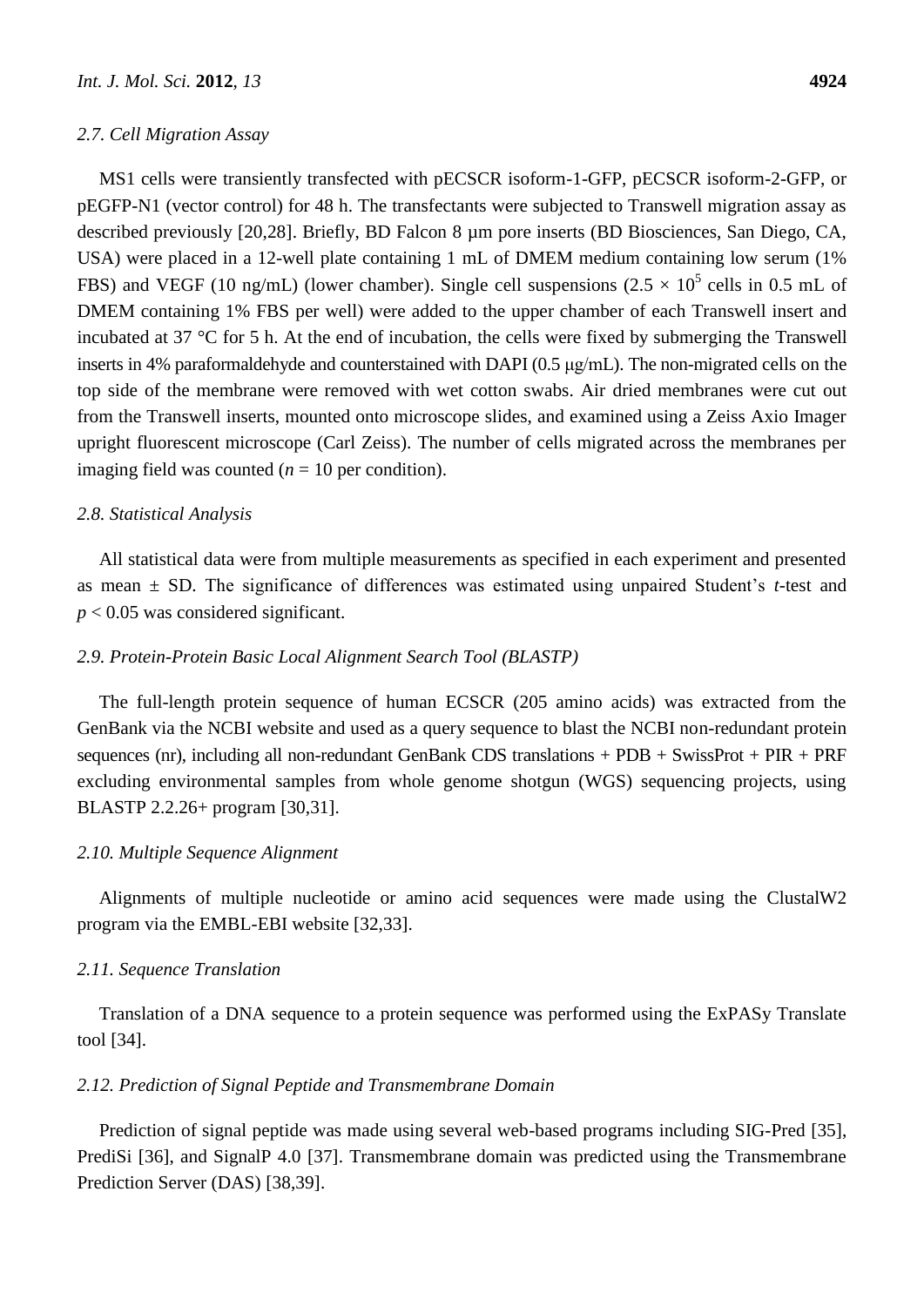### 2.7. Cell Migration Assay

MS1 cells were transiently transfected with pECSCR isoform-1-GFP, pECSCR isoform-2-GFP, or pEGFP-N1 (vector control) for 48 h. The transfectants were subjected to Transwell migration assay as described previously [20,28]. Briefly, BD Falcon 8 µm pore inserts (BD Biosciences, San Diego, CA, USA) were placed in a 12-well plate containing 1 mL of DMEM medium containing low serum (1% FBS) and VEGF (10 ng/mL) (lower chamber). Single cell suspensions ($2.5 \times 10^5$ cells in 0.5 mL of DMEM containing 1% FBS per well) were added to the upper chamber of each Transwell insert and incubated at 37 °C for 5 h. At the end of incubation, the cells were fixed by submerging the Transwell inserts in 4% paraformaldehyde and counterstained with DAPI (0.5 μg/mL). The non-migrated cells on the top side of the membrane were removed with wet cotton swabs. Air dried membranes were cut out from the Transwell inserts, mounted onto microscope slides, and examined using a Zeiss Axio Imager upright fluorescent microscope (Carl Zeiss). The number of cells migrated across the membranes per imaging field was counted ($n = 10$ per condition).

### 2.8. Statistical Analysis

All statistical data were from multiple measurements as specified in each experiment and presented as mean ± SD. The significance of differences was estimated using unpaired Student's *t*-test and $p < 0.05$ was considered significant.

### 2.9. Protein-Protein Basic Local Alignment Search Tool (BLASTP)

The full-length protein sequence of human ECSCR (205 amino acids) was extracted from the GenBank via the NCBI website and used as a query sequence to blast the NCBI non-redundant protein sequences (nr), including all non-redundant GenBank CDS translations + PDB + SwissProt + PIR + PRF excluding environmental samples from whole genome shotgun (WGS) sequencing projects, using BLASTP 2.2.26+ program [30,31].

### 2.10. Multiple Sequence Alignment

Alignments of multiple nucleotide or amino acid sequences were made using the ClustalW2 program via the EMBL-EBI website [32,33].

### 2.11. Sequence Translation

Translation of a DNA sequence to a protein sequence was performed using the ExPASy Translate tool [34].

### 2.12. Prediction of Signal Peptide and Transmembrane Domain

Prediction of signal peptide was made using several web-based programs including SIG-Pred [35], PrediSi [36], and SignalP 4.0 [37]. Transmembrane domain was predicted using the Transmembrane Prediction Server (DAS) [38,39].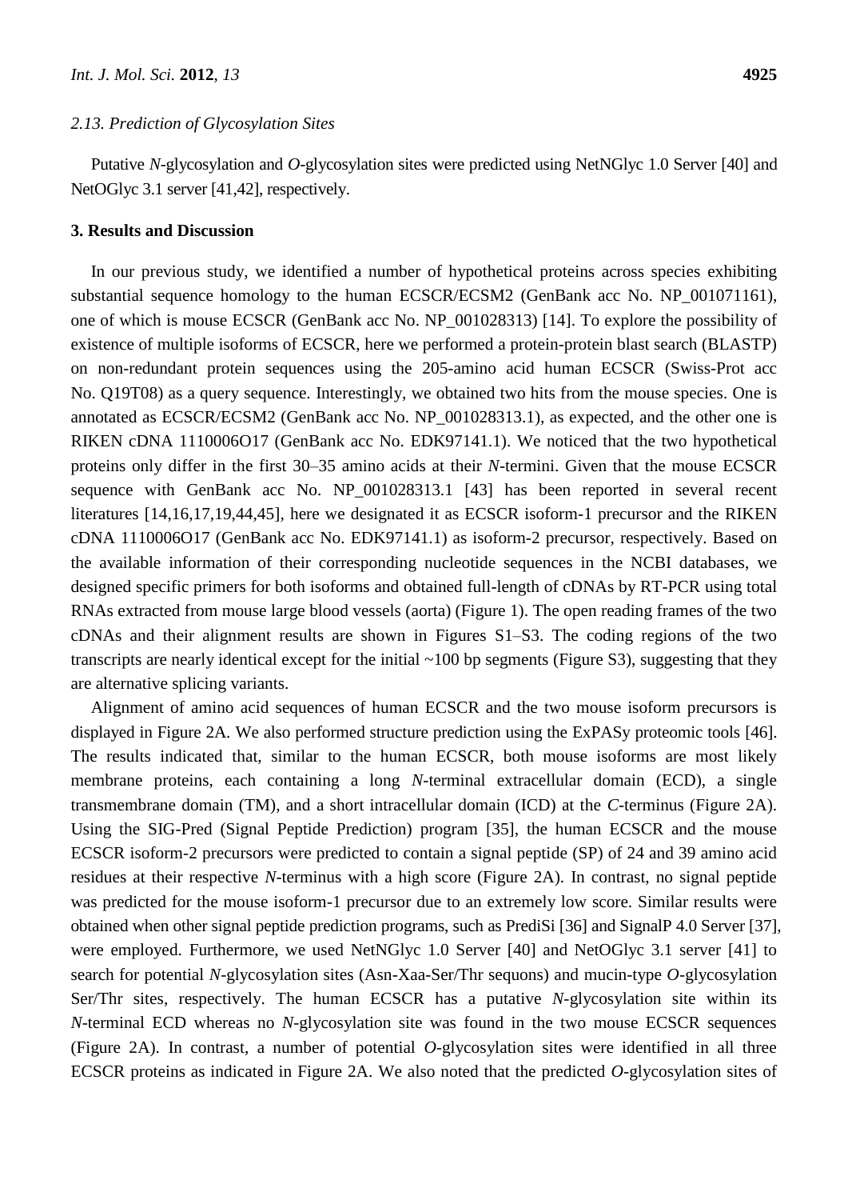### 2.13. Prediction of Glycosylation Sites

Putative *N*-glycosylation and *O*-glycosylation sites were predicted using NetNGlyc 1.0 Server [40] and NetOGlyc 3.1 server [41,42], respectively.

## 3. Results and Discussion

In our previous study, we identified a number of hypothetical proteins across species exhibiting substantial sequence homology to the human ECSCR/ECSM2 (GenBank acc No. NP_001071161), one of which is mouse ECSCR (GenBank acc No. NP_001028313) [14]. To explore the possibility of existence of multiple isoforms of ECSCR, here we performed a protein-protein blast search (BLASTP) on non-redundant protein sequences using the 205-amino acid human ECSCR (Swiss-Prot acc No. Q19T08) as a query sequence. Interestingly, we obtained two hits from the mouse species. One is annotated as ECSCR/ECSM2 (GenBank acc No. NP_001028313.1), as expected, and the other one is RIKEN cDNA 1110006O17 (GenBank acc No. EDK97141.1). We noticed that the two hypothetical proteins only differ in the first 30–35 amino acids at their *N*-termini. Given that the mouse ECSCR sequence with GenBank acc No. NP_001028313.1 [43] has been reported in several recent literatures [14,16,17,19,44,45], here we designated it as ECSCR isoform-1 precursor and the RIKEN cDNA 1110006O17 (GenBank acc No. EDK97141.1) as isoform-2 precursor, respectively. Based on the available information of their corresponding nucleotide sequences in the NCBI databases, we designed specific primers for both isoforms and obtained full-length of cDNAs by RT-PCR using total RNAs extracted from mouse large blood vessels (aorta) (Figure 1). The open reading frames of the two cDNAs and their alignment results are shown in Figures S1–S3. The coding regions of the two transcripts are nearly identical except for the initial ~100 bp segments (Figure S3), suggesting that they are alternative splicing variants.

Alignment of amino acid sequences of human ECSCR and the two mouse isoform precursors is displayed in Figure 2A. We also performed structure prediction using the ExPASy proteomic tools [46]. The results indicated that, similar to the human ECSCR, both mouse isoforms are most likely membrane proteins, each containing a long *N*-terminal extracellular domain (ECD), a single transmembrane domain (TM), and a short intracellular domain (ICD) at the *C*-terminus (Figure 2A). Using the SIG-Pred (Signal Peptide Prediction) program [35], the human ECSCR and the mouse ECSCR isoform-2 precursors were predicted to contain a signal peptide (SP) of 24 and 39 amino acid residues at their respective *N*-terminus with a high score (Figure 2A). In contrast, no signal peptide was predicted for the mouse isoform-1 precursor due to an extremely low score. Similar results were obtained when other signal peptide prediction programs, such as PrediSi [36] and SignalP 4.0 Server [37], were employed. Furthermore, we used NetNGlyc 1.0 Server [40] and NetOGlyc 3.1 server [41] to search for potential *N*-glycosylation sites (Asn-Xaa-Ser/Thr sequons) and mucin-type *O*-glycosylation Ser/Thr sites, respectively. The human ECSCR has a putative *N*-glycosylation site within its *N*-terminal ECD whereas no *N*-glycosylation site was found in the two mouse ECSCR sequences (Figure 2A). In contrast, a number of potential *O*-glycosylation sites were identified in all three ECSCR proteins as indicated in Figure 2A. We also noted that the predicted *O*-glycosylation sites of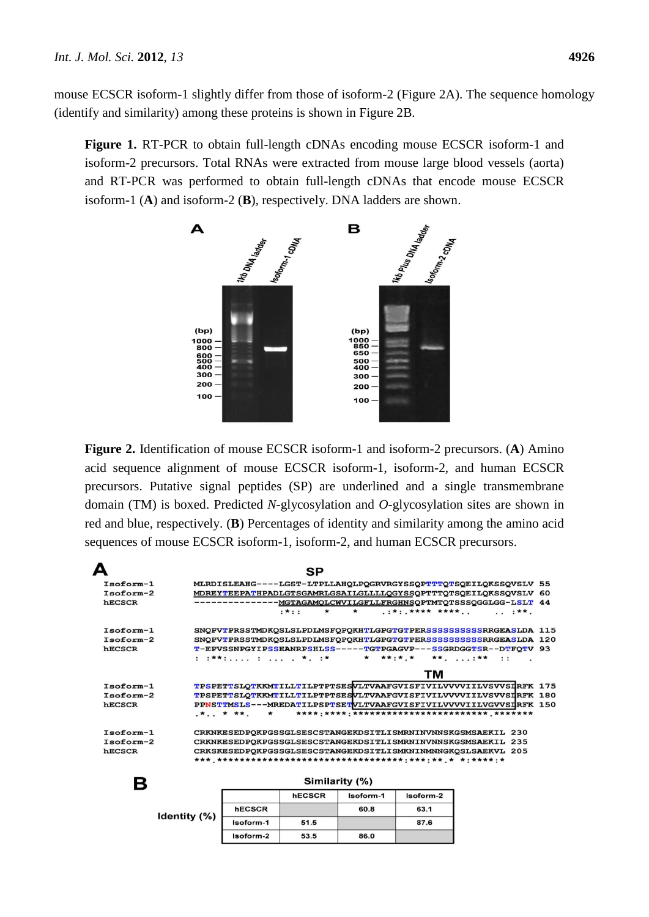mouse ECSCR isoform-1 slightly differ from those of isoform-2 (Figure 2A). The sequence homology (identify and similarity) among these proteins is shown in Figure 2B.

**Figure 1.** RT-PCR to obtain full-length cDNAs encoding mouse ECSCR isoform-1 and isoform-2 precursors. Total RNAs were extracted from mouse large blood vessels (aorta) and RT-PCR was performed to obtain full-length cDNAs that encode mouse ECSCR isoform-1 (**A**) and isoform-2 (**B**), respectively. DNA ladders are shown.

**Figure 2.** Identification of mouse ECSCR isoform-1 and isoform-2 precursors. (**A**) Amino acid sequence alignment of mouse ECSCR isoform-1, isoform-2, and human ECSCR precursors. Putative signal peptides (SP) are underlined and a single transmembrane domain (TM) is boxed. Predicted *N*-glycosylation and *O*-glycosylation sites are shown in red and blue, respectively. (**B**) Percentages of identity and similarity among the amino acid sequences of mouse ECSCR isoform-1, isoform-2, and human ECSCR precursors.

```
A                                     SP
Isoform-1   MLRDISLEAHG----LGST-LTPLLAHQLPQGRVRGYSSQPTTTQTSQEILQKSSQVSLV  55
Isoform-2   MDREYTEEPATHPADLGTSGAMRLGSAILGLLLLQGYSSQPTTTQTSQEILQKSSQVSLV  60
hECSCR      --------------MGTAGAMQLCWVILGFLLFRGHNSQPTMTQTSSSQGGLGG-LSLT  44
                          :*::     *     *    .:*:.**** ****..    ..:**.

Isoform-1   SNQPVTPRSSTMDKQSLSLPDLMSFQPQKHTLGPGTGTPERSSSSSSSSSRRGEASLDA  115
Isoform-2   SNQPVTPRSSTMDKQSLSLPDLMSFQPQKHTLGPGTGTPERSSSSSSSSSRRGEASLDA  120
hECSCR      T-EPVSSNPGYIPSSEANRPSHLSS-----TGTPGAGVP---SSGRDGGTSR--DTFQTV  93
            : :**:.... : ... . *. :*       *  **:*.*   **. ...:**  ::   .
                                                      TM
Isoform-1   TPSPETTSLQTKKMTILLTILPTPTSESVLTVAAFGVISFIVILVVVVIILVSVVSIRFK  175
Isoform-2   TPSPETTSLQTKKMTILLTILPTPTSESVLTVAAFGVISFIVILVVVVIILVSVVSIRFK  180
hECSCR      PPNSTTMSLS---MREDATILPSPTSETVLTVAAFGVISFIVILVVVVIILVGVVSIRFK  150
            .*.. * **.    *        ****:****:************************.*******

Isoform-1   CRKNKESEDPQKPGSSGLSESCSTANGEKDSITLISMRNINVNNSKGSMSAEKIL  230
Isoform-2   CRKNKESEDPQKPGSSGLSESCSTANGEKDSITLISMRNINVNNSKGSMSAEKIL  235
hECSCR      CRKSKESEDPQKPGSSGLSESCSTANGEKDSITLISMKNINMNNGKQSLSAEKVL  205
            ***.*********************************:***:**.* *:****:*
```

**B**

| Identity (%) \ Similarity (%) | hECSCR | Isoform-1 | Isoform-2 |
|---|---|---|---|
| hECSCR | | 60.8 | 63.1 |
| Isoform-1 | 51.5 | | 87.6 |
| Isoform-2 | 53.5 | 86.0 | |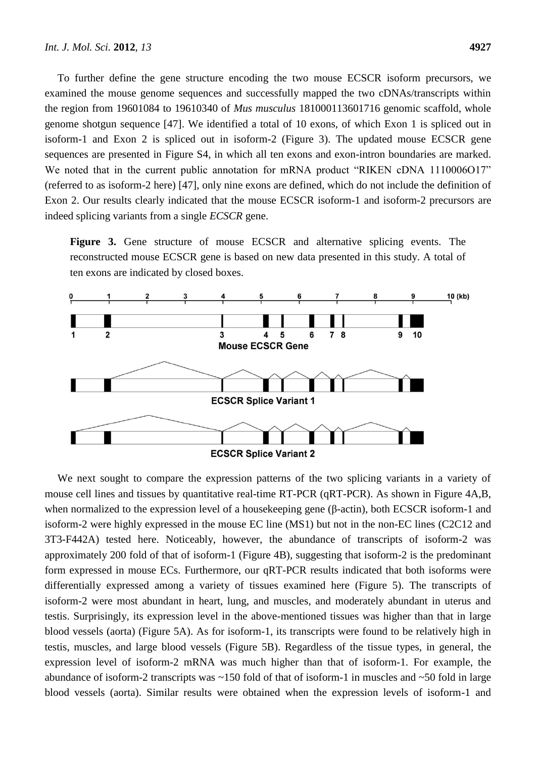To further define the gene structure encoding the two mouse ECSCR isoform precursors, we examined the mouse genome sequences and successfully mapped the two cDNAs/transcripts within the region from 19601084 to 19610340 of *Mus musculus* 181000113601716 genomic scaffold, whole genome shotgun sequence [47]. We identified a total of 10 exons, of which Exon 1 is spliced out in isoform-1 and Exon 2 is spliced out in isoform-2 (Figure 3). The updated mouse ECSCR gene sequences are presented in Figure S4, in which all ten exons and exon-intron boundaries are marked. We noted that in the current public annotation for mRNA product "RIKEN cDNA 1110006O17" (referred to as isoform-2 here) [47], only nine exons are defined, which do not include the definition of Exon 2. Our results clearly indicated that the mouse ECSCR isoform-1 and isoform-2 precursors are indeed splicing variants from a single *ECSCR* gene.

**Figure 3.** Gene structure of mouse ECSCR and alternative splicing events. The reconstructed mouse ECSCR gene is based on new data presented in this study. A total of ten exons are indicated by closed boxes.

We next sought to compare the expression patterns of the two splicing variants in a variety of mouse cell lines and tissues by quantitative real-time RT-PCR (qRT-PCR). As shown in Figure 4A,B, when normalized to the expression level of a housekeeping gene (β-actin), both ECSCR isoform-1 and isoform-2 were highly expressed in the mouse EC line (MS1) but not in the non-EC lines (C2C12 and 3T3-F442A) tested here. Noticeably, however, the abundance of transcripts of isoform-2 was approximately 200 fold of that of isoform-1 (Figure 4B), suggesting that isoform-2 is the predominant form expressed in mouse ECs. Furthermore, our qRT-PCR results indicated that both isoforms were differentially expressed among a variety of tissues examined here (Figure 5). The transcripts of isoform-2 were most abundant in heart, lung, and muscles, and moderately abundant in uterus and testis. Surprisingly, its expression level in the above-mentioned tissues was higher than that in large blood vessels (aorta) (Figure 5A). As for isoform-1, its transcripts were found to be relatively high in testis, muscles, and large blood vessels (Figure 5B). Regardless of the tissue types, in general, the expression level of isoform-2 mRNA was much higher than that of isoform-1. For example, the abundance of isoform-2 transcripts was ~150 fold of that of isoform-1 in muscles and ~50 fold in large blood vessels (aorta). Similar results were obtained when the expression levels of isoform-1 and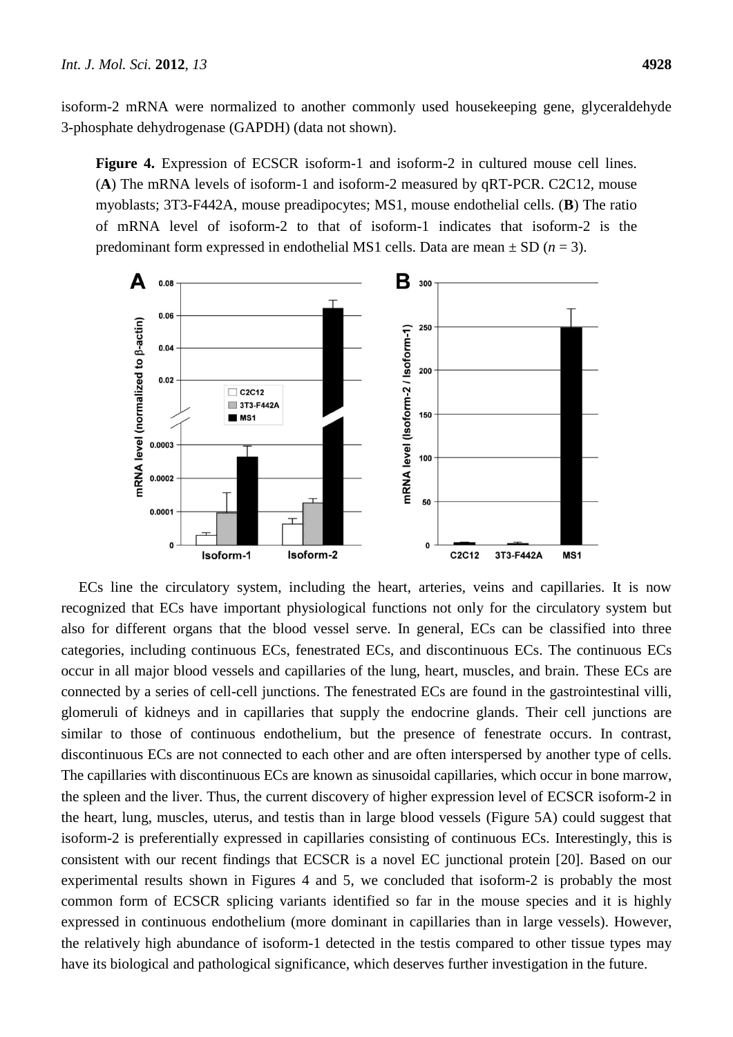isoform-2 mRNA were normalized to another commonly used housekeeping gene, glyceraldehyde 3-phosphate dehydrogenase (GAPDH) (data not shown).

**Figure 4.** Expression of ECSCR isoform-1 and isoform-2 in cultured mouse cell lines. (**A**) The mRNA levels of isoform-1 and isoform-2 measured by qRT-PCR. C2C12, mouse myoblasts; 3T3-F442A, mouse preadipocytes; MS1, mouse endothelial cells. (**B**) The ratio of mRNA level of isoform-2 to that of isoform-1 indicates that isoform-2 is the predominant form expressed in endothelial MS1 cells. Data are mean ± SD ($n = 3$).

ECs line the circulatory system, including the heart, arteries, veins and capillaries. It is now recognized that ECs have important physiological functions not only for the circulatory system but also for different organs that the blood vessel serve. In general, ECs can be classified into three categories, including continuous ECs, fenestrated ECs, and discontinuous ECs. The continuous ECs occur in all major blood vessels and capillaries of the lung, heart, muscles, and brain. These ECs are connected by a series of cell-cell junctions. The fenestrated ECs are found in the gastrointestinal villi, glomeruli of kidneys and in capillaries that supply the endocrine glands. Their cell junctions are similar to those of continuous endothelium, but the presence of fenestrate occurs. In contrast, discontinuous ECs are not connected to each other and are often interspersed by another type of cells. The capillaries with discontinuous ECs are known as sinusoidal capillaries, which occur in bone marrow, the spleen and the liver. Thus, the current discovery of higher expression level of ECSCR isoform-2 in the heart, lung, muscles, uterus, and testis than in large blood vessels (Figure 5A) could suggest that isoform-2 is preferentially expressed in capillaries consisting of continuous ECs. Interestingly, this is consistent with our recent findings that ECSCR is a novel EC junctional protein [20]. Based on our experimental results shown in Figures 4 and 5, we concluded that isoform-2 is probably the most common form of ECSCR splicing variants identified so far in the mouse species and it is highly expressed in continuous endothelium (more dominant in capillaries than in large vessels). However, the relatively high abundance of isoform-1 detected in the testis compared to other tissue types may have its biological and pathological significance, which deserves further investigation in the future.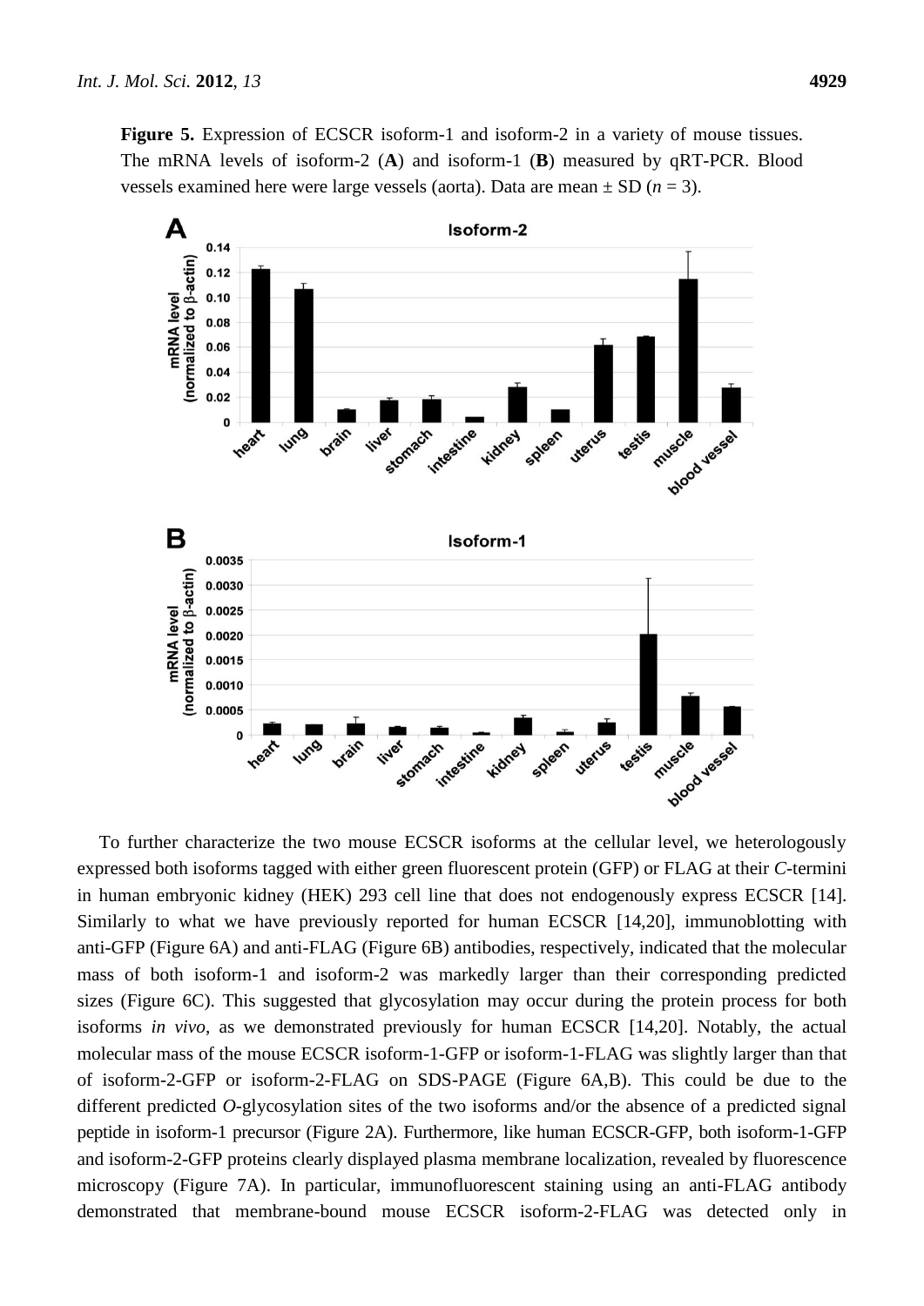**Figure 5.** Expression of ECSCR isoform-1 and isoform-2 in a variety of mouse tissues. The mRNA levels of isoform-2 (**A**) and isoform-1 (**B**) measured by qRT-PCR. Blood vessels examined here were large vessels (aorta). Data are mean ± SD ($n = 3$).

To further characterize the two mouse ECSCR isoforms at the cellular level, we heterologously expressed both isoforms tagged with either green fluorescent protein (GFP) or FLAG at their *C*-termini in human embryonic kidney (HEK) 293 cell line that does not endogenously express ECSCR [14]. Similarly to what we have previously reported for human ECSCR [14,20], immunoblotting with anti-GFP (Figure 6A) and anti-FLAG (Figure 6B) antibodies, respectively, indicated that the molecular mass of both isoform-1 and isoform-2 was markedly larger than their corresponding predicted sizes (Figure 6C). This suggested that glycosylation may occur during the protein process for both isoforms *in vivo*, as we demonstrated previously for human ECSCR [14,20]. Notably, the actual molecular mass of the mouse ECSCR isoform-1-GFP or isoform-1-FLAG was slightly larger than that of isoform-2-GFP or isoform-2-FLAG on SDS-PAGE (Figure 6A,B). This could be due to the different predicted *O*-glycosylation sites of the two isoforms and/or the absence of a predicted signal peptide in isoform-1 precursor (Figure 2A). Furthermore, like human ECSCR-GFP, both isoform-1-GFP and isoform-2-GFP proteins clearly displayed plasma membrane localization, revealed by fluorescence microscopy (Figure 7A). In particular, immunofluorescent staining using an anti-FLAG antibody demonstrated that membrane-bound mouse ECSCR isoform-2-FLAG was detected only in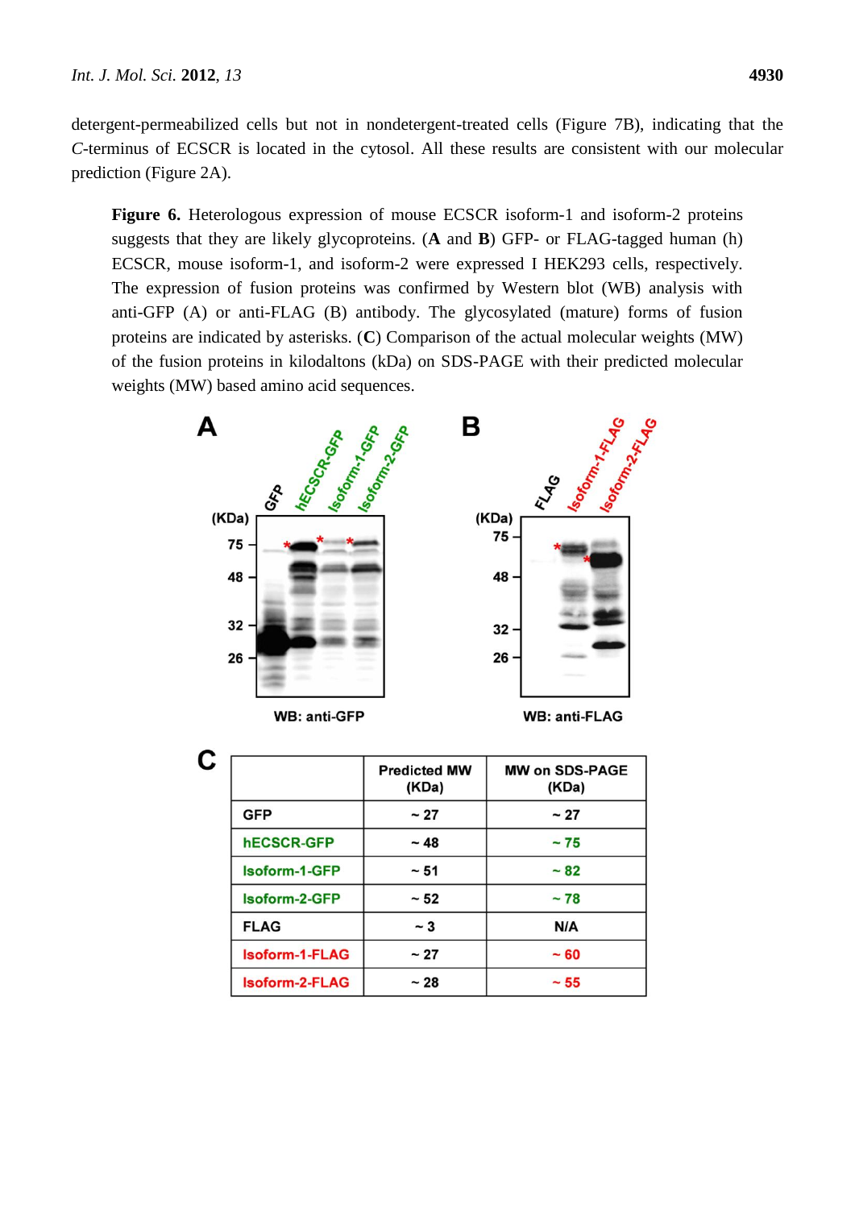detergent-permeabilized cells but not in nondetergent-treated cells (Figure 7B), indicating that the *C*-terminus of ECSCR is located in the cytosol. All these results are consistent with our molecular prediction (Figure 2A).

**Figure 6.** Heterologous expression of mouse ECSCR isoform-1 and isoform-2 proteins suggests that they are likely glycoproteins. (**A** and **B**) GFP- or FLAG-tagged human (h) ECSCR, mouse isoform-1, and isoform-2 were expressed I HEK293 cells, respectively. The expression of fusion proteins was confirmed by Western blot (WB) analysis with anti-GFP (A) or anti-FLAG (B) antibody. The glycosylated (mature) forms of fusion proteins are indicated by asterisks. (**C**) Comparison of the actual molecular weights (MW) of the fusion proteins in kilodaltons (kDa) on SDS-PAGE with their predicted molecular weights (MW) based amino acid sequences.

**C**

| | Predicted MW (KDa) | MW on SDS-PAGE (KDa) |
|---|---|---|
| GFP | ~ 27 | ~ 27 |
| hECSCR-GFP | ~ 48 | ~ 75 |
| Isoform-1-GFP | ~ 51 | ~ 82 |
| Isoform-2-GFP | ~ 52 | ~ 78 |
| FLAG | ~ 3 | N/A |
| Isoform-1-FLAG | ~ 27 | ~ 60 |
| Isoform-2-FLAG | ~ 28 | ~ 55 |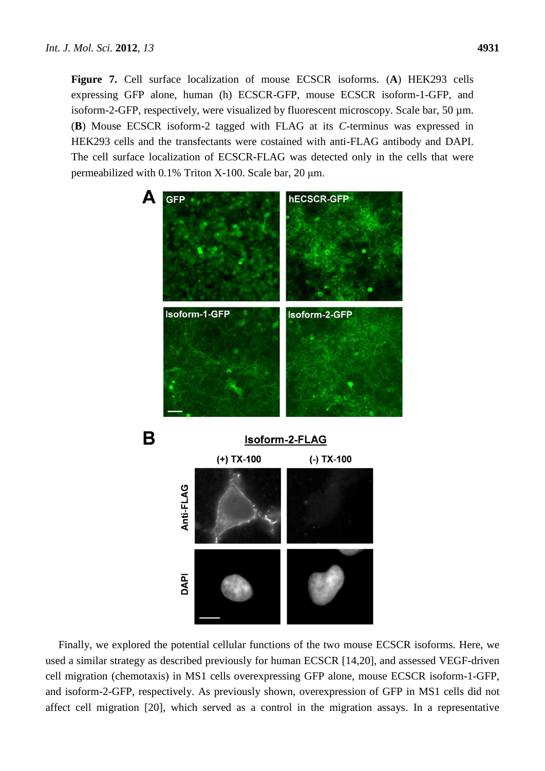**Figure 7.** Cell surface localization of mouse ECSCR isoforms. (**A**) HEK293 cells expressing GFP alone, human (h) ECSCR-GFP, mouse ECSCR isoform-1-GFP, and isoform-2-GFP, respectively, were visualized by fluorescent microscopy. Scale bar, 50 µm. (**B**) Mouse ECSCR isoform-2 tagged with FLAG at its *C*-terminus was expressed in HEK293 cells and the transfectants were costained with anti-FLAG antibody and DAPI. The cell surface localization of ECSCR-FLAG was detected only in the cells that were permeabilized with 0.1% Triton X-100. Scale bar, 20 µm.

Finally, we explored the potential cellular functions of the two mouse ECSCR isoforms. Here, we used a similar strategy as described previously for human ECSCR [14,20], and assessed VEGF-driven cell migration (chemotaxis) in MS1 cells overexpressing GFP alone, mouse ECSCR isoform-1-GFP, and isoform-2-GFP, respectively. As previously shown, overexpression of GFP in MS1 cells did not affect cell migration [20], which served as a control in the migration assays. In a representative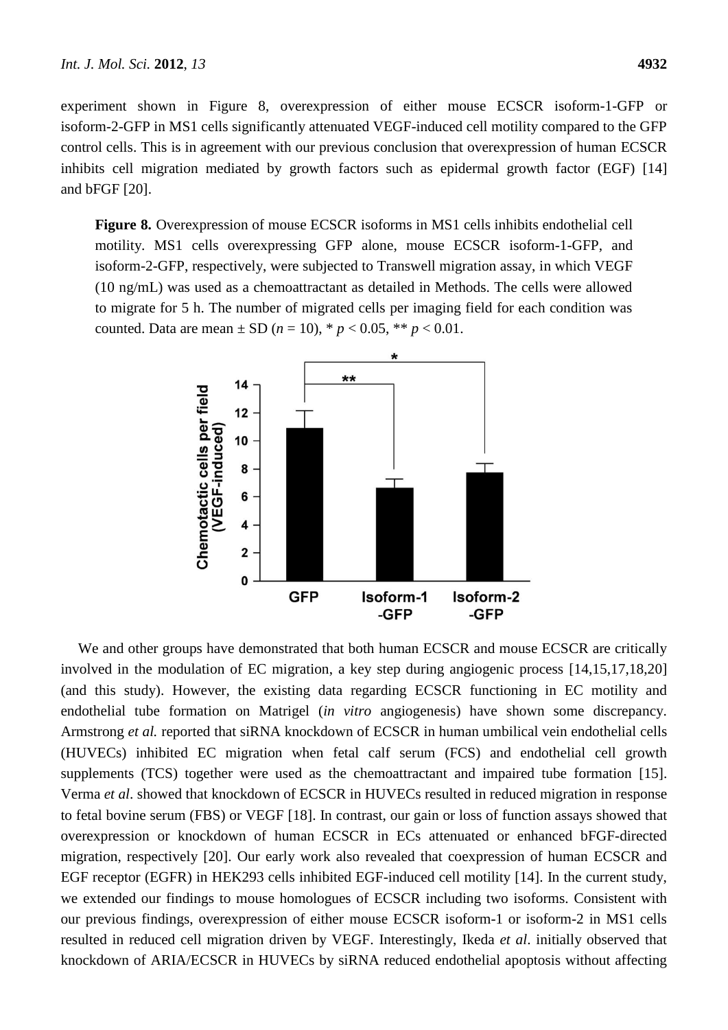experiment shown in Figure 8, overexpression of either mouse ECSCR isoform-1-GFP or isoform-2-GFP in MS1 cells significantly attenuated VEGF-induced cell motility compared to the GFP control cells. This is in agreement with our previous conclusion that overexpression of human ECSCR inhibits cell migration mediated by growth factors such as epidermal growth factor (EGF) [14] and bFGF [20].

**Figure 8.** Overexpression of mouse ECSCR isoforms in MS1 cells inhibits endothelial cell motility. MS1 cells overexpressing GFP alone, mouse ECSCR isoform-1-GFP, and isoform-2-GFP, respectively, were subjected to Transwell migration assay, in which VEGF (10 ng/mL) was used as a chemoattractant as detailed in Methods. The cells were allowed to migrate for 5 h. The number of migrated cells per imaging field for each condition was counted. Data are mean ± SD ($n$ = 10), * $p < 0.05$, ** $p < 0.01$.

We and other groups have demonstrated that both human ECSCR and mouse ECSCR are critically involved in the modulation of EC migration, a key step during angiogenic process [14,15,17,18,20] (and this study). However, the existing data regarding ECSCR functioning in EC motility and endothelial tube formation on Matrigel (*in vitro* angiogenesis) have shown some discrepancy. Armstrong *et al.* reported that siRNA knockdown of ECSCR in human umbilical vein endothelial cells (HUVECs) inhibited EC migration when fetal calf serum (FCS) and endothelial cell growth supplements (TCS) together were used as the chemoattractant and impaired tube formation [15]. Verma *et al*. showed that knockdown of ECSCR in HUVECs resulted in reduced migration in response to fetal bovine serum (FBS) or VEGF [18]. In contrast, our gain or loss of function assays showed that overexpression or knockdown of human ECSCR in ECs attenuated or enhanced bFGF-directed migration, respectively [20]. Our early work also revealed that coexpression of human ECSCR and EGF receptor (EGFR) in HEK293 cells inhibited EGF-induced cell motility [14]. In the current study, we extended our findings to mouse homologues of ECSCR including two isoforms. Consistent with our previous findings, overexpression of either mouse ECSCR isoform-1 or isoform-2 in MS1 cells resulted in reduced cell migration driven by VEGF. Interestingly, Ikeda *et al*. initially observed that knockdown of ARIA/ECSCR in HUVECs by siRNA reduced endothelial apoptosis without affecting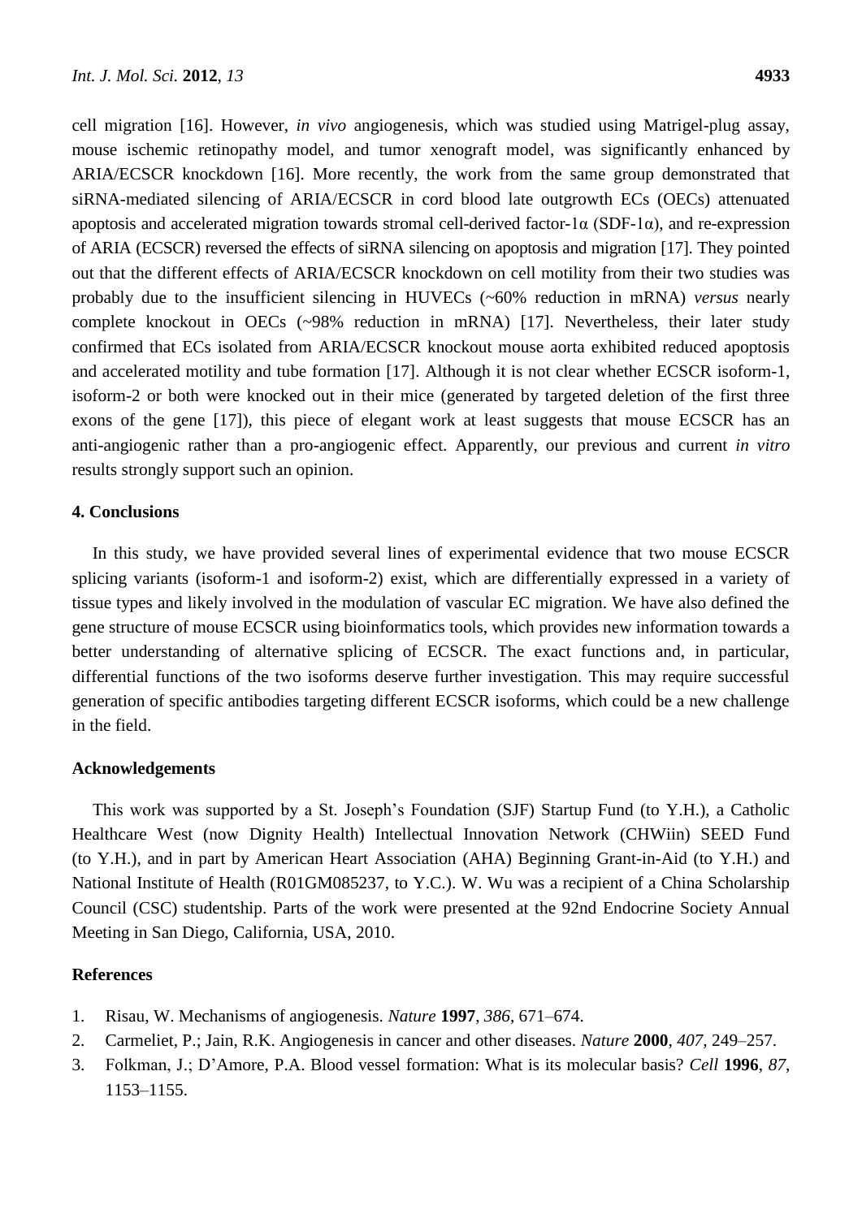cell migration [16]. However, *in vivo* angiogenesis, which was studied using Matrigel-plug assay, mouse ischemic retinopathy model, and tumor xenograft model, was significantly enhanced by ARIA/ECSCR knockdown [16]. More recently, the work from the same group demonstrated that siRNA-mediated silencing of ARIA/ECSCR in cord blood late outgrowth ECs (OECs) attenuated apoptosis and accelerated migration towards stromal cell-derived factor-1α (SDF-1α), and re-expression of ARIA (ECSCR) reversed the effects of siRNA silencing on apoptosis and migration [17]. They pointed out that the different effects of ARIA/ECSCR knockdown on cell motility from their two studies was probably due to the insufficient silencing in HUVECs (~60% reduction in mRNA) *versus* nearly complete knockout in OECs (~98% reduction in mRNA) [17]. Nevertheless, their later study confirmed that ECs isolated from ARIA/ECSCR knockout mouse aorta exhibited reduced apoptosis and accelerated motility and tube formation [17]. Although it is not clear whether ECSCR isoform-1, isoform-2 or both were knocked out in their mice (generated by targeted deletion of the first three exons of the gene [17]), this piece of elegant work at least suggests that mouse ECSCR has an anti-angiogenic rather than a pro-angiogenic effect. Apparently, our previous and current *in vitro* results strongly support such an opinion.

## 4. Conclusions

In this study, we have provided several lines of experimental evidence that two mouse ECSCR splicing variants (isoform-1 and isoform-2) exist, which are differentially expressed in a variety of tissue types and likely involved in the modulation of vascular EC migration. We have also defined the gene structure of mouse ECSCR using bioinformatics tools, which provides new information towards a better understanding of alternative splicing of ECSCR. The exact functions and, in particular, differential functions of the two isoforms deserve further investigation. This may require successful generation of specific antibodies targeting different ECSCR isoforms, which could be a new challenge in the field.

## Acknowledgements

This work was supported by a St. Joseph's Foundation (SJF) Startup Fund (to Y.H.), a Catholic Healthcare West (now Dignity Health) Intellectual Innovation Network (CHWiin) SEED Fund (to Y.H.), and in part by American Heart Association (AHA) Beginning Grant-in-Aid (to Y.H.) and National Institute of Health (R01GM085237, to Y.C.). W. Wu was a recipient of a China Scholarship Council (CSC) studentship. Parts of the work were presented at the 92nd Endocrine Society Annual Meeting in San Diego, California, USA, 2010.

## References

1. Risau, W. Mechanisms of angiogenesis. *Nature* **1997**, *386*, 671–674.
2. Carmeliet, P.; Jain, R.K. Angiogenesis in cancer and other diseases. *Nature* **2000**, *407*, 249–257.
3. Folkman, J.; D'Amore, P.A. Blood vessel formation: What is its molecular basis? *Cell* **1996**, *87*, 1153–1155.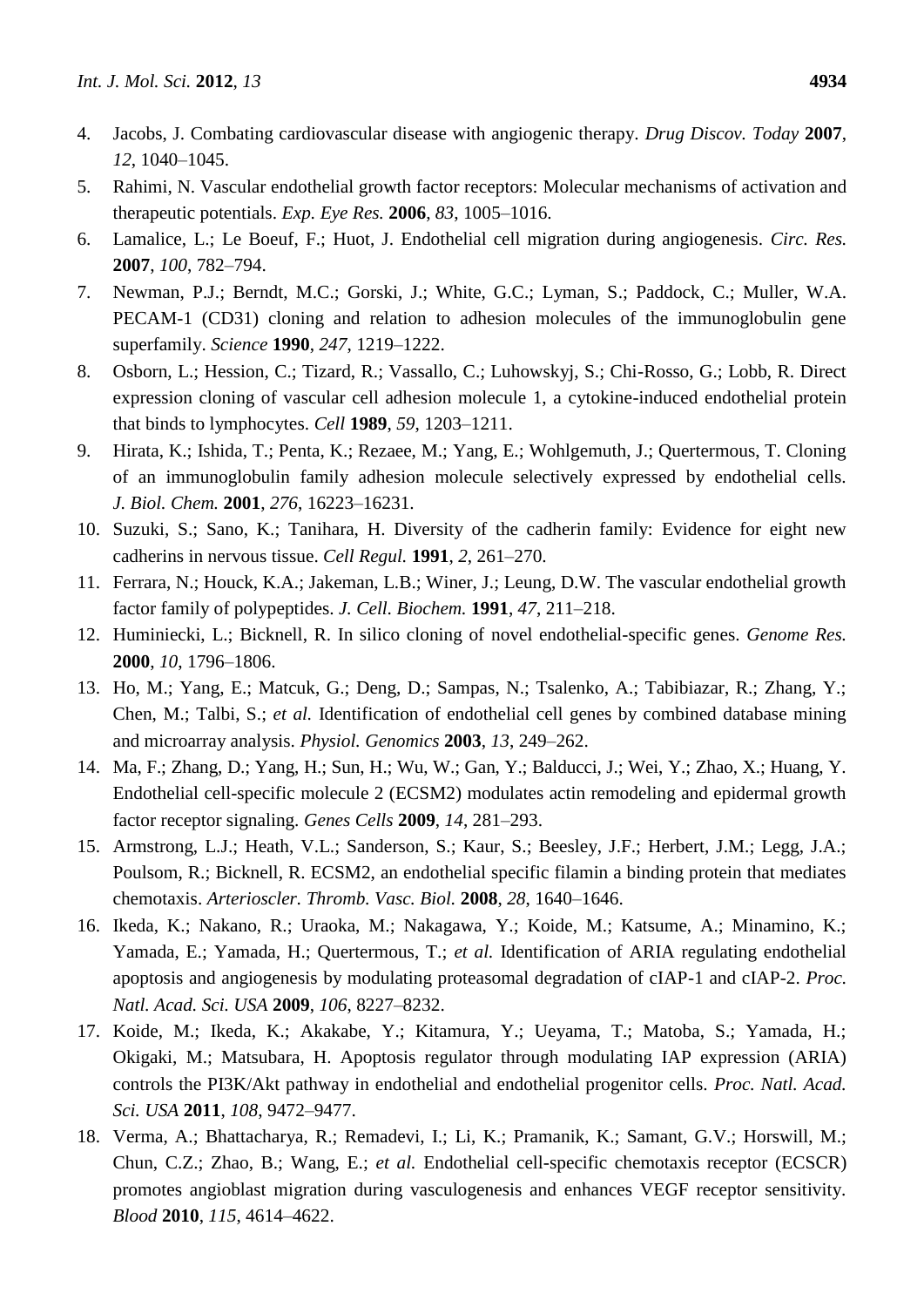4. Jacobs, J. Combating cardiovascular disease with angiogenic therapy. *Drug Discov. Today* **2007**, *12*, 1040–1045.
5. Rahimi, N. Vascular endothelial growth factor receptors: Molecular mechanisms of activation and therapeutic potentials. *Exp. Eye Res.* **2006**, *83*, 1005–1016.
6. Lamalice, L.; Le Boeuf, F.; Huot, J. Endothelial cell migration during angiogenesis. *Circ. Res.* **2007**, *100*, 782–794.
7. Newman, P.J.; Berndt, M.C.; Gorski, J.; White, G.C.; Lyman, S.; Paddock, C.; Muller, W.A. PECAM-1 (CD31) cloning and relation to adhesion molecules of the immunoglobulin gene superfamily. *Science* **1990**, *247*, 1219–1222.
8. Osborn, L.; Hession, C.; Tizard, R.; Vassallo, C.; Luhowskyj, S.; Chi-Rosso, G.; Lobb, R. Direct expression cloning of vascular cell adhesion molecule 1, a cytokine-induced endothelial protein that binds to lymphocytes. *Cell* **1989**, *59*, 1203–1211.
9. Hirata, K.; Ishida, T.; Penta, K.; Rezaee, M.; Yang, E.; Wohlgemuth, J.; Quertermous, T. Cloning of an immunoglobulin family adhesion molecule selectively expressed by endothelial cells. *J. Biol. Chem.* **2001**, *276*, 16223–16231.
10. Suzuki, S.; Sano, K.; Tanihara, H. Diversity of the cadherin family: Evidence for eight new cadherins in nervous tissue. *Cell Regul.* **1991**, *2*, 261–270.
11. Ferrara, N.; Houck, K.A.; Jakeman, L.B.; Winer, J.; Leung, D.W. The vascular endothelial growth factor family of polypeptides. *J. Cell. Biochem.* **1991**, *47*, 211–218.
12. Huminiecki, L.; Bicknell, R. In silico cloning of novel endothelial-specific genes. *Genome Res.* **2000**, *10*, 1796–1806.
13. Ho, M.; Yang, E.; Matcuk, G.; Deng, D.; Sampas, N.; Tsalenko, A.; Tabibiazar, R.; Zhang, Y.; Chen, M.; Talbi, S.; *et al.* Identification of endothelial cell genes by combined database mining and microarray analysis. *Physiol. Genomics* **2003**, *13*, 249–262.
14. Ma, F.; Zhang, D.; Yang, H.; Sun, H.; Wu, W.; Gan, Y.; Balducci, J.; Wei, Y.; Zhao, X.; Huang, Y. Endothelial cell-specific molecule 2 (ECSM2) modulates actin remodeling and epidermal growth factor receptor signaling. *Genes Cells* **2009**, *14*, 281–293.
15. Armstrong, L.J.; Heath, V.L.; Sanderson, S.; Kaur, S.; Beesley, J.F.; Herbert, J.M.; Legg, J.A.; Poulsom, R.; Bicknell, R. ECSM2, an endothelial specific filamin a binding protein that mediates chemotaxis. *Arterioscler. Thromb. Vasc. Biol.* **2008**, *28*, 1640–1646.
16. Ikeda, K.; Nakano, R.; Uraoka, M.; Nakagawa, Y.; Koide, M.; Katsume, A.; Minamino, K.; Yamada, E.; Yamada, H.; Quertermous, T.; *et al.* Identification of ARIA regulating endothelial apoptosis and angiogenesis by modulating proteasomal degradation of cIAP-1 and cIAP-2. *Proc. Natl. Acad. Sci. USA* **2009**, *106*, 8227–8232.
17. Koide, M.; Ikeda, K.; Akakabe, Y.; Kitamura, Y.; Ueyama, T.; Matoba, S.; Yamada, H.; Okigaki, M.; Matsubara, H. Apoptosis regulator through modulating IAP expression (ARIA) controls the PI3K/Akt pathway in endothelial and endothelial progenitor cells. *Proc. Natl. Acad. Sci. USA* **2011**, *108*, 9472–9477.
18. Verma, A.; Bhattacharya, R.; Remadevi, I.; Li, K.; Pramanik, K.; Samant, G.V.; Horswill, M.; Chun, C.Z.; Zhao, B.; Wang, E.; *et al.* Endothelial cell-specific chemotaxis receptor (ECSCR) promotes angioblast migration during vasculogenesis and enhances VEGF receptor sensitivity. *Blood* **2010**, *115*, 4614–4622.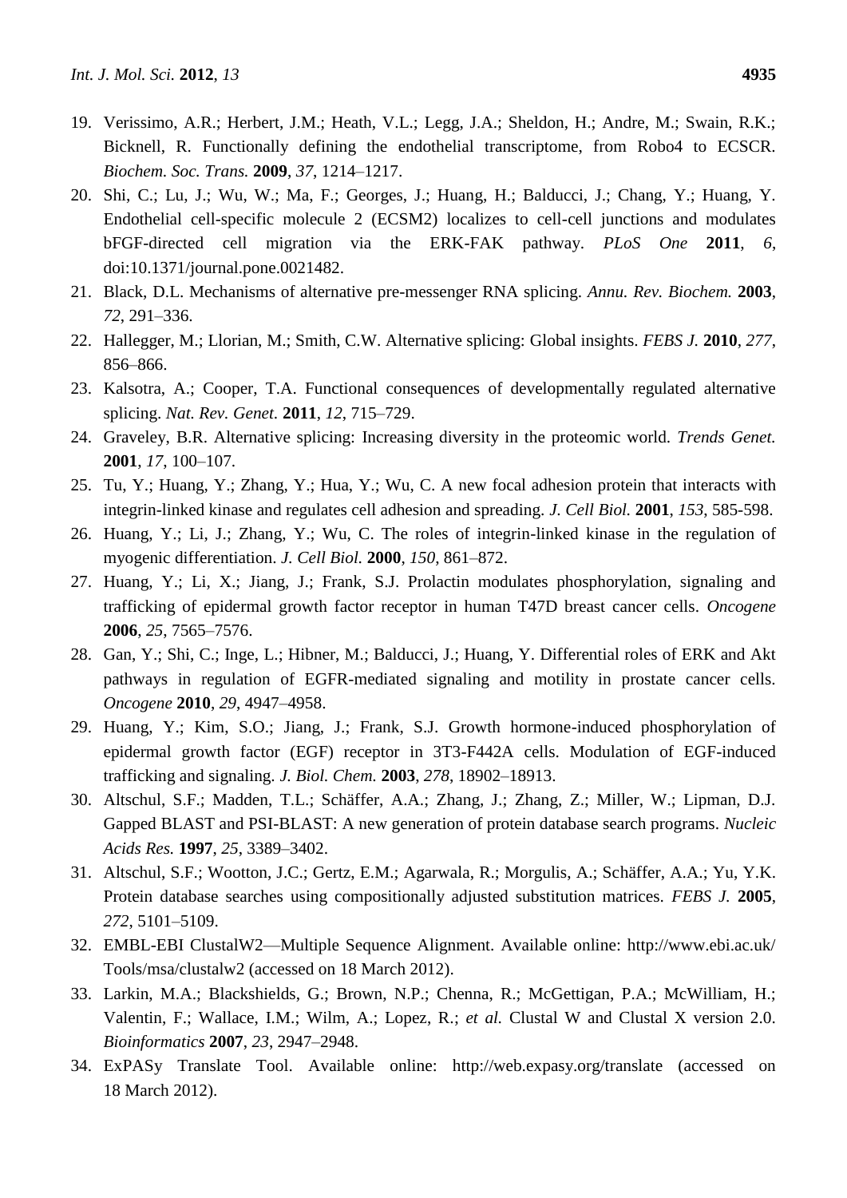19. Verissimo, A.R.; Herbert, J.M.; Heath, V.L.; Legg, J.A.; Sheldon, H.; Andre, M.; Swain, R.K.; Bicknell, R. Functionally defining the endothelial transcriptome, from Robo4 to ECSCR. *Biochem. Soc. Trans.* **2009**, *37*, 1214–1217.
20. Shi, C.; Lu, J.; Wu, W.; Ma, F.; Georges, J.; Huang, H.; Balducci, J.; Chang, Y.; Huang, Y. Endothelial cell-specific molecule 2 (ECSM2) localizes to cell-cell junctions and modulates bFGF-directed cell migration via the ERK-FAK pathway. *PLoS One* **2011**, *6*, doi:10.1371/journal.pone.0021482.
21. Black, D.L. Mechanisms of alternative pre-messenger RNA splicing. *Annu. Rev. Biochem.* **2003**, *72*, 291–336.
22. Hallegger, M.; Llorian, M.; Smith, C.W. Alternative splicing: Global insights. *FEBS J.* **2010**, *277*, 856–866.
23. Kalsotra, A.; Cooper, T.A. Functional consequences of developmentally regulated alternative splicing. *Nat. Rev. Genet.* **2011**, *12*, 715–729.
24. Graveley, B.R. Alternative splicing: Increasing diversity in the proteomic world. *Trends Genet.* **2001**, *17*, 100–107.
25. Tu, Y.; Huang, Y.; Zhang, Y.; Hua, Y.; Wu, C. A new focal adhesion protein that interacts with integrin-linked kinase and regulates cell adhesion and spreading. *J. Cell Biol.* **2001**, *153*, 585-598.
26. Huang, Y.; Li, J.; Zhang, Y.; Wu, C. The roles of integrin-linked kinase in the regulation of myogenic differentiation. *J. Cell Biol.* **2000**, *150*, 861–872.
27. Huang, Y.; Li, X.; Jiang, J.; Frank, S.J. Prolactin modulates phosphorylation, signaling and trafficking of epidermal growth factor receptor in human T47D breast cancer cells. *Oncogene* **2006**, *25*, 7565–7576.
28. Gan, Y.; Shi, C.; Inge, L.; Hibner, M.; Balducci, J.; Huang, Y. Differential roles of ERK and Akt pathways in regulation of EGFR-mediated signaling and motility in prostate cancer cells. *Oncogene* **2010**, *29*, 4947–4958.
29. Huang, Y.; Kim, S.O.; Jiang, J.; Frank, S.J. Growth hormone-induced phosphorylation of epidermal growth factor (EGF) receptor in 3T3-F442A cells. Modulation of EGF-induced trafficking and signaling. *J. Biol. Chem.* **2003**, *278*, 18902–18913.
30. Altschul, S.F.; Madden, T.L.; Schäffer, A.A.; Zhang, J.; Zhang, Z.; Miller, W.; Lipman, D.J. Gapped BLAST and PSI-BLAST: A new generation of protein database search programs. *Nucleic Acids Res.* **1997**, *25*, 3389–3402.
31. Altschul, S.F.; Wootton, J.C.; Gertz, E.M.; Agarwala, R.; Morgulis, A.; Schäffer, A.A.; Yu, Y.K. Protein database searches using compositionally adjusted substitution matrices. *FEBS J.* **2005**, *272*, 5101–5109.
32. EMBL-EBI ClustalW2—Multiple Sequence Alignment. Available online: http://www.ebi.ac.uk/Tools/msa/clustalw2 (accessed on 18 March 2012).
33. Larkin, M.A.; Blackshields, G.; Brown, N.P.; Chenna, R.; McGettigan, P.A.; McWilliam, H.; Valentin, F.; Wallace, I.M.; Wilm, A.; Lopez, R.; *et al.* Clustal W and Clustal X version 2.0. *Bioinformatics* **2007**, *23*, 2947–2948.
34. ExPASy Translate Tool. Available online: http://web.expasy.org/translate (accessed on 18 March 2012).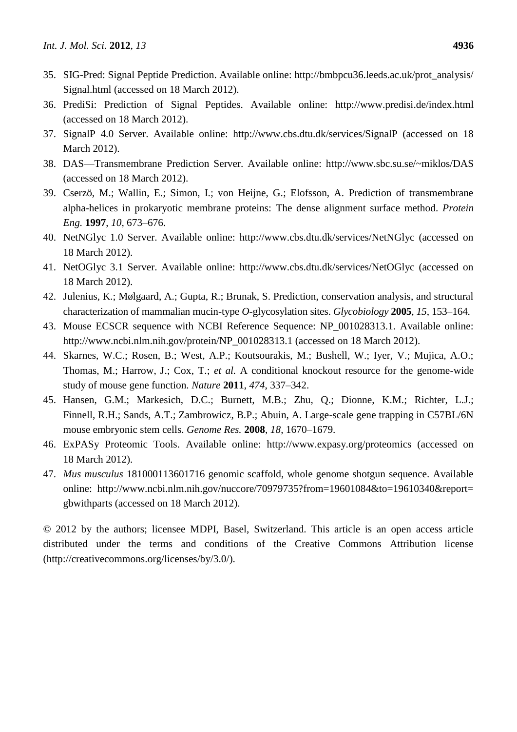35. SIG-Pred: Signal Peptide Prediction. Available online: http://bmbpcu36.leeds.ac.uk/prot_analysis/Signal.html (accessed on 18 March 2012).
36. PrediSi: Prediction of Signal Peptides. Available online: http://www.predisi.de/index.html (accessed on 18 March 2012).
37. SignalP 4.0 Server. Available online: http://www.cbs.dtu.dk/services/SignalP (accessed on 18 March 2012).
38. DAS—Transmembrane Prediction Server. Available online: http://www.sbc.su.se/~miklos/DAS (accessed on 18 March 2012).
39. Cserzö, M.; Wallin, E.; Simon, I.; von Heijne, G.; Elofsson, A. Prediction of transmembrane alpha-helices in prokaryotic membrane proteins: The dense alignment surface method. *Protein Eng.* **1997**, *10*, 673–676.
40. NetNGlyc 1.0 Server. Available online: http://www.cbs.dtu.dk/services/NetNGlyc (accessed on 18 March 2012).
41. NetOGlyc 3.1 Server. Available online: http://www.cbs.dtu.dk/services/NetOGlyc (accessed on 18 March 2012).
42. Julenius, K.; Mølgaard, A.; Gupta, R.; Brunak, S. Prediction, conservation analysis, and structural characterization of mammalian mucin-type *O*-glycosylation sites. *Glycobiology* **2005**, *15*, 153–164.
43. Mouse ECSCR sequence with NCBI Reference Sequence: NP_001028313.1. Available online: http://www.ncbi.nlm.nih.gov/protein/NP_001028313.1 (accessed on 18 March 2012).
44. Skarnes, W.C.; Rosen, B.; West, A.P.; Koutsourakis, M.; Bushell, W.; Iyer, V.; Mujica, A.O.; Thomas, M.; Harrow, J.; Cox, T.; *et al.* A conditional knockout resource for the genome-wide study of mouse gene function. *Nature* **2011**, *474*, 337–342.
45. Hansen, G.M.; Markesich, D.C.; Burnett, M.B.; Zhu, Q.; Dionne, K.M.; Richter, L.J.; Finnell, R.H.; Sands, A.T.; Zambrowicz, B.P.; Abuin, A. Large-scale gene trapping in C57BL/6N mouse embryonic stem cells. *Genome Res.* **2008**, *18*, 1670–1679.
46. ExPASy Proteomic Tools. Available online: http://www.expasy.org/proteomics (accessed on 18 March 2012).
47. *Mus musculus* 181000113601716 genomic scaffold, whole genome shotgun sequence. Available online: http://www.ncbi.nlm.nih.gov/nuccore/70979735?from=19601084&to=19610340&report=gbwithparts (accessed on 18 March 2012).

© 2012 by the authors; licensee MDPI, Basel, Switzerland. This article is an open access article distributed under the terms and conditions of the Creative Commons Attribution license (http://creativecommons.org/licenses/by/3.0/).